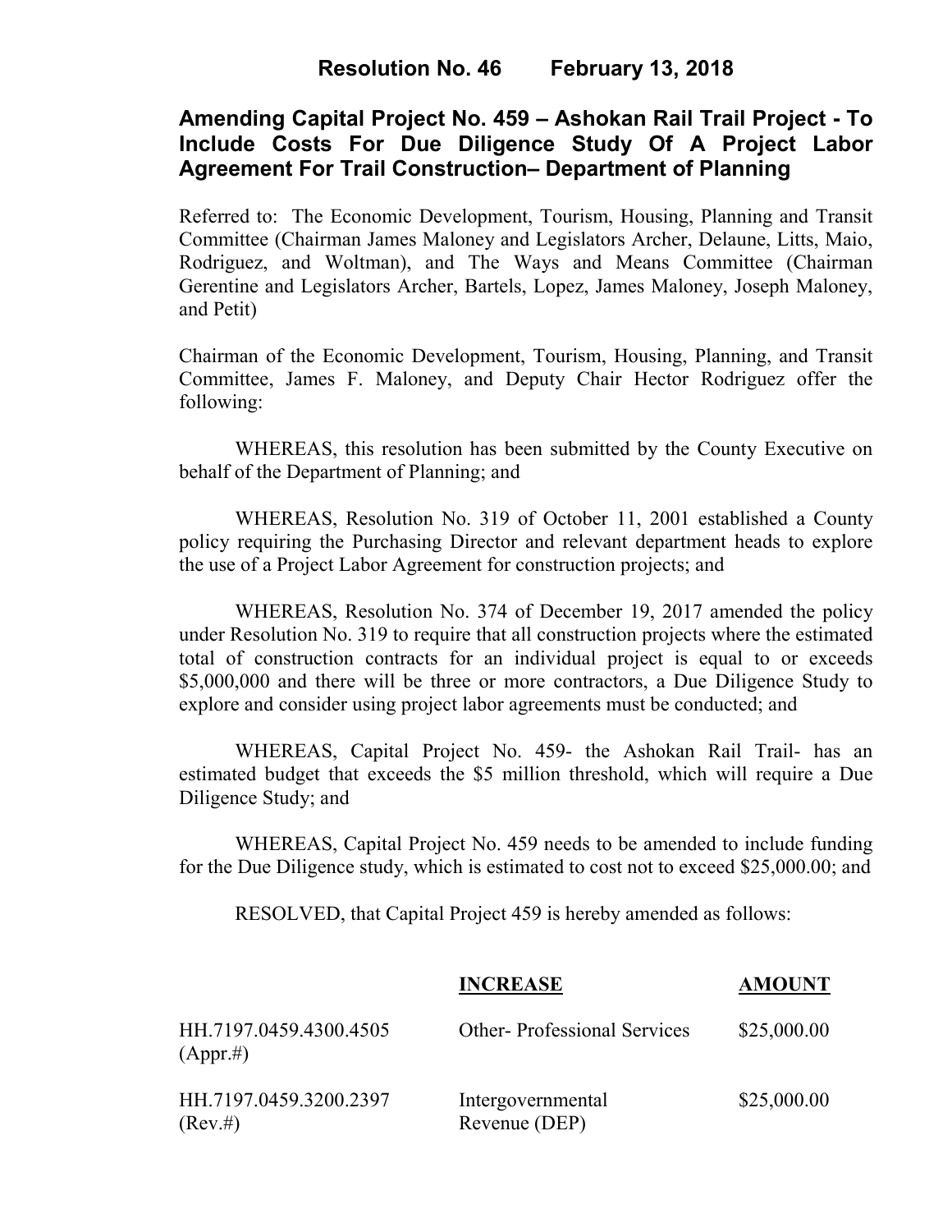# Resolution No. 46 February 13, 2018

## Amending Capital Project No. 459 – Ashokan Rail Trail Project - To Include Costs For Due Diligence Study Of A Project Labor Agreement For Trail Construction– Department of Planning

Referred to: The Economic Development, Tourism, Housing, Planning and Transit Committee (Chairman James Maloney and Legislators Archer, Delaune, Litts, Maio, Rodriguez, and Woltman), and The Ways and Means Committee (Chairman Gerentine and Legislators Archer, Bartels, Lopez, James Maloney, Joseph Maloney, and Petit)

Chairman of the Economic Development, Tourism, Housing, Planning, and Transit Committee, James F. Maloney, and Deputy Chair Hector Rodriguez offer the following:

WHEREAS, this resolution has been submitted by the County Executive on behalf of the Department of Planning; and

WHEREAS, Resolution No. 319 of October 11, 2001 established a County policy requiring the Purchasing Director and relevant department heads to explore the use of a Project Labor Agreement for construction projects; and

WHEREAS, Resolution No. 374 of December 19, 2017 amended the policy under Resolution No. 319 to require that all construction projects where the estimated total of construction contracts for an individual project is equal to or exceeds $5,000,000 and there will be three or more contractors, a Due Diligence Study to explore and consider using project labor agreements must be conducted; and

WHEREAS, Capital Project No. 459- the Ashokan Rail Trail- has an estimated budget that exceeds the $5 million threshold, which will require a Due Diligence Study; and

WHEREAS, Capital Project No. 459 needs to be amended to include funding for the Due Diligence study, which is estimated to cost not to exceed $25,000.00; and

RESOLVED, that Capital Project 459 is hereby amended as follows:

| | **INCREASE** | **AMOUNT** |
|---|---|---|
| HH.7197.0459.4300.4505 (Appr.#) | Other- Professional Services | $25,000.00 |
| HH.7197.0459.3200.2397 (Rev.#) | Intergovernmental Revenue (DEP) | $25,000.00 |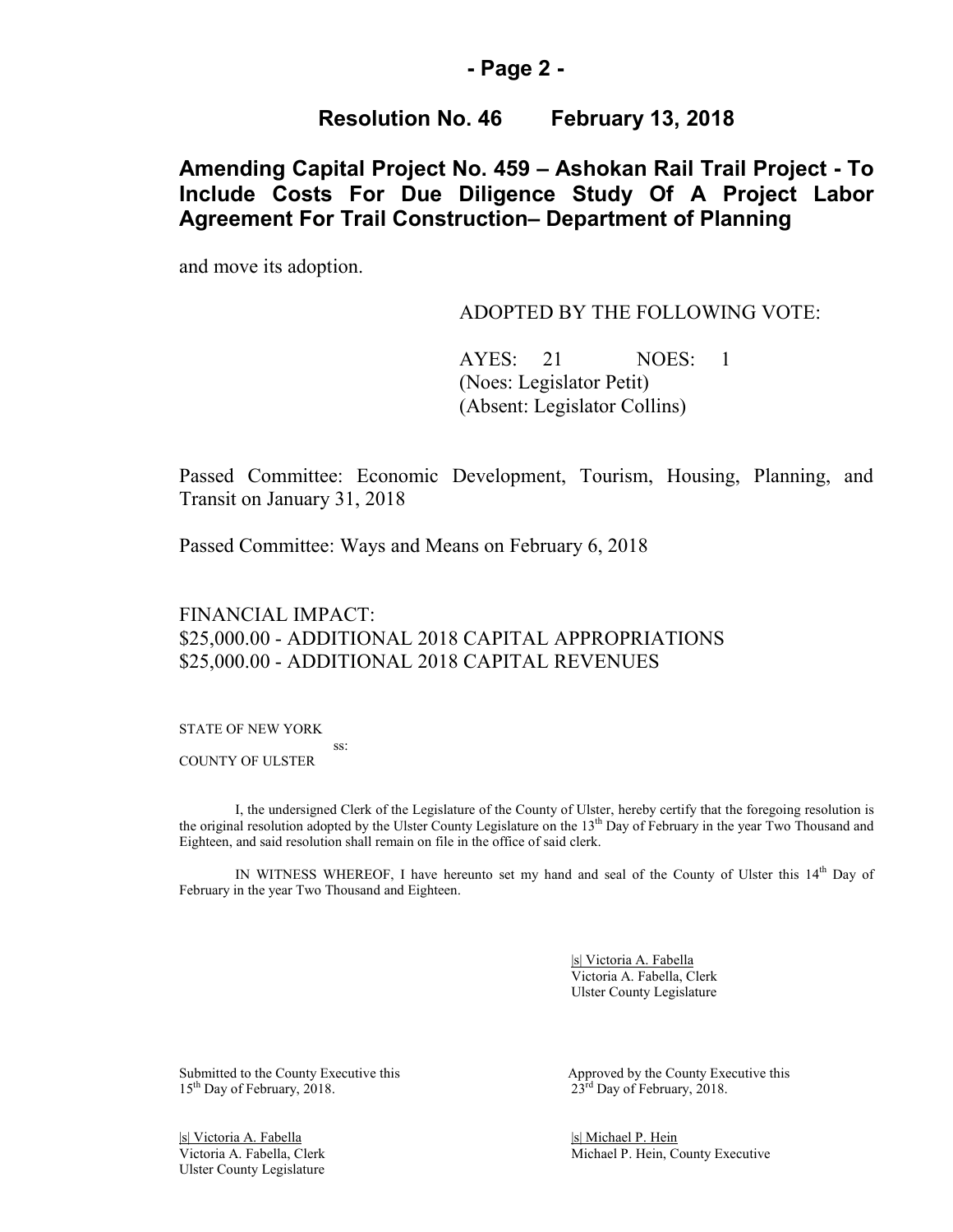**Resolution No. 46 February 13, 2018**

## Amending Capital Project No. 459 – Ashokan Rail Trail Project - To Include Costs For Due Diligence Study Of A Project Labor Agreement For Trail Construction– Department of Planning

and move its adoption.

ADOPTED BY THE FOLLOWING VOTE:

AYES: 21 NOES: 1
(Noes: Legislator Petit)
(Absent: Legislator Collins)

Passed Committee: Economic Development, Tourism, Housing, Planning, and Transit on January 31, 2018

Passed Committee: Ways and Means on February 6, 2018

FINANCIAL IMPACT:
$25,000.00 - ADDITIONAL 2018 CAPITAL APPROPRIATIONS
$25,000.00 - ADDITIONAL 2018 CAPITAL REVENUES

STATE OF NEW YORK
ss:
COUNTY OF ULSTER

I, the undersigned Clerk of the Legislature of the County of Ulster, hereby certify that the foregoing resolution is the original resolution adopted by the Ulster County Legislature on the 13th Day of February in the year Two Thousand and Eighteen, and said resolution shall remain on file in the office of said clerk.

IN WITNESS WHEREOF, I have hereunto set my hand and seal of the County of Ulster this 14th Day of February in the year Two Thousand and Eighteen.

|s| Victoria A. Fabella
Victoria A. Fabella, Clerk
Ulster County Legislature

Submitted to the County Executive this
15th Day of February, 2018.

|s| Victoria A. Fabella
Victoria A. Fabella, Clerk
Ulster County Legislature

Approved by the County Executive this
23rd Day of February, 2018.

|s| Michael P. Hein
Michael P. Hein, County Executive